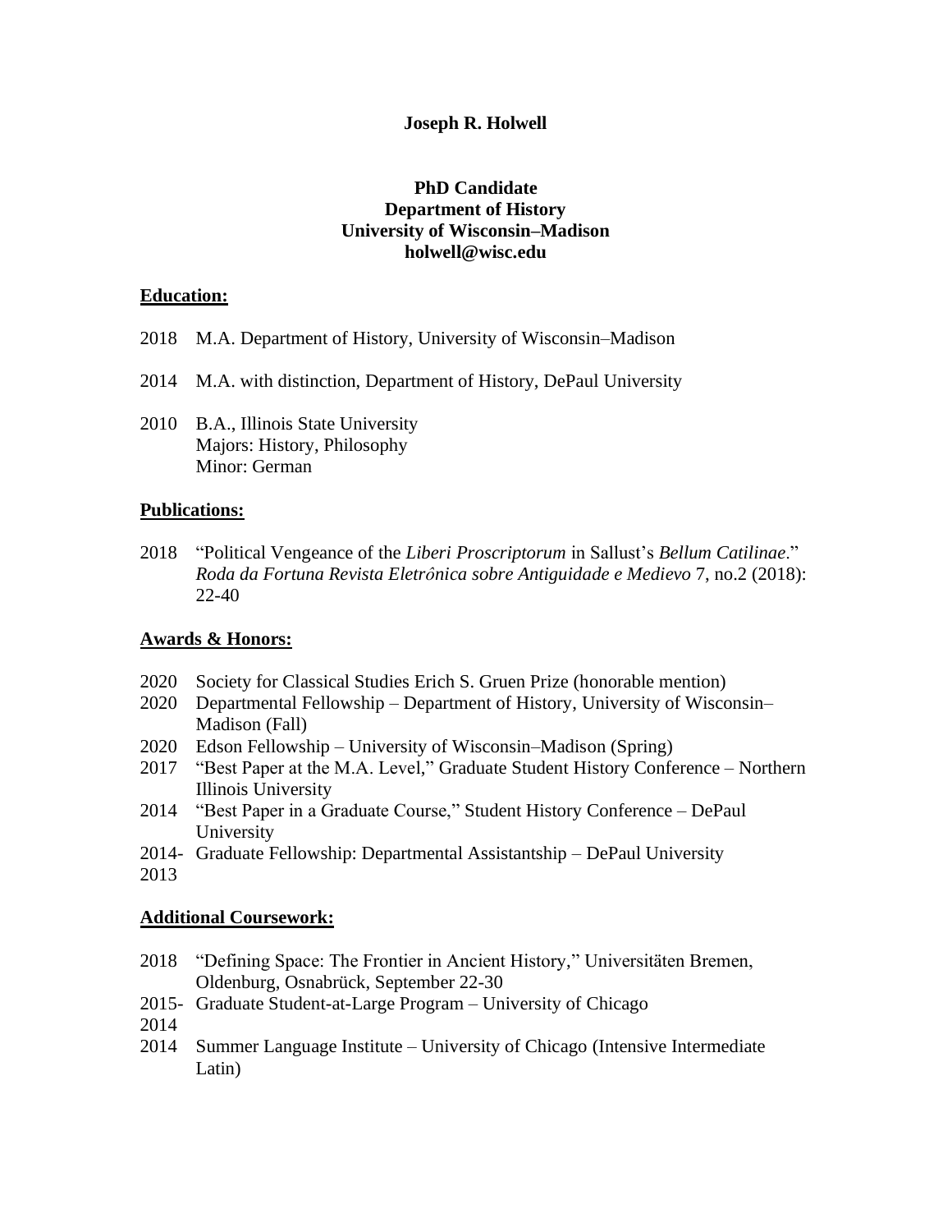**Joseph R. Holwell**

**PhD Candidate**
**Department of History**
**University of Wisconsin–Madison**
**holwell@wisc.edu**

## Education:

2018 M.A. Department of History, University of Wisconsin–Madison

2014 M.A. with distinction, Department of History, DePaul University

2010 B.A., Illinois State University
Majors: History, Philosophy
Minor: German

## Publications:

2018 "Political Vengeance of the *Liberi Proscriptorum* in Sallust's *Bellum Catilinae*." *Roda da Fortuna Revista Eletrônica sobre Antiguidade e Medievo* 7, no.2 (2018): 22-40

## Awards & Honors:

2020 Society for Classical Studies Erich S. Gruen Prize (honorable mention)
2020 Departmental Fellowship – Department of History, University of Wisconsin–Madison (Fall)
2020 Edson Fellowship – University of Wisconsin–Madison (Spring)
2017 "Best Paper at the M.A. Level," Graduate Student History Conference – Northern Illinois University
2014 "Best Paper in a Graduate Course," Student History Conference – DePaul University
2014-2013 Graduate Fellowship: Departmental Assistantship – DePaul University

## Additional Coursework:

2018 "Defining Space: The Frontier in Ancient History," Universitäten Bremen, Oldenburg, Osnabrück, September 22-30
2015-2014 Graduate Student-at-Large Program – University of Chicago
2014 Summer Language Institute – University of Chicago (Intensive Intermediate Latin)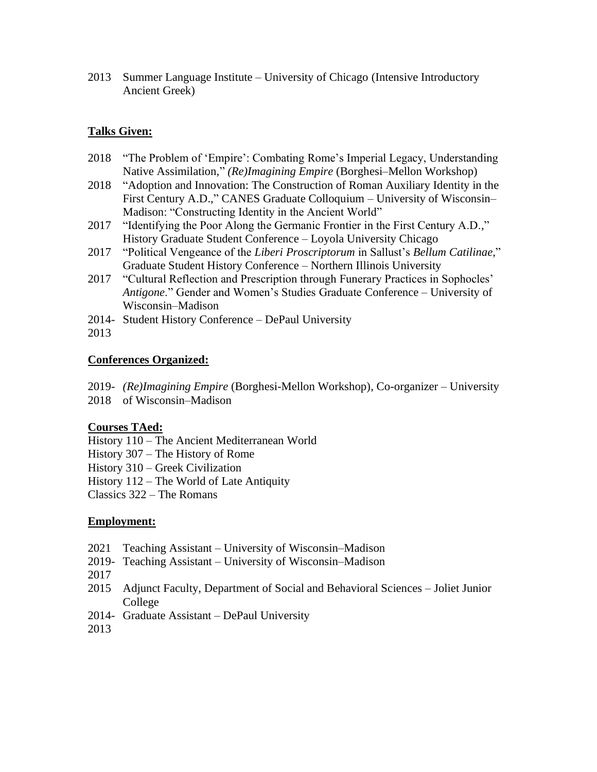2013 Summer Language Institute – University of Chicago (Intensive Introductory Ancient Greek)

**Talks Given:**

2018 "The Problem of 'Empire': Combating Rome's Imperial Legacy, Understanding Native Assimilation," *(Re)Imagining Empire* (Borghesi–Mellon Workshop)

2018 "Adoption and Innovation: The Construction of Roman Auxiliary Identity in the First Century A.D.," CANES Graduate Colloquium – University of Wisconsin–Madison: "Constructing Identity in the Ancient World"

2017 "Identifying the Poor Along the Germanic Frontier in the First Century A.D.," History Graduate Student Conference – Loyola University Chicago

2017 "Political Vengeance of the *Liberi Proscriptorum* in Sallust's *Bellum Catilinae*," Graduate Student History Conference – Northern Illinois University

2017 "Cultural Reflection and Prescription through Funerary Practices in Sophocles' *Antigone*." Gender and Women's Studies Graduate Conference – University of Wisconsin–Madison

2014-2013 Student History Conference – DePaul University

**Conferences Organized:**

2019-2018 *(Re)Imagining Empire* (Borghesi-Mellon Workshop), Co-organizer – University of Wisconsin–Madison

**Courses TAed:**

History 110 – The Ancient Mediterranean World
History 307 – The History of Rome
History 310 – Greek Civilization
History 112 – The World of Late Antiquity
Classics 322 – The Romans

**Employment:**

2021 Teaching Assistant – University of Wisconsin–Madison

2019-2017 Teaching Assistant – University of Wisconsin–Madison

2015 Adjunct Faculty, Department of Social and Behavioral Sciences – Joliet Junior College

2014-2013 Graduate Assistant – DePaul University